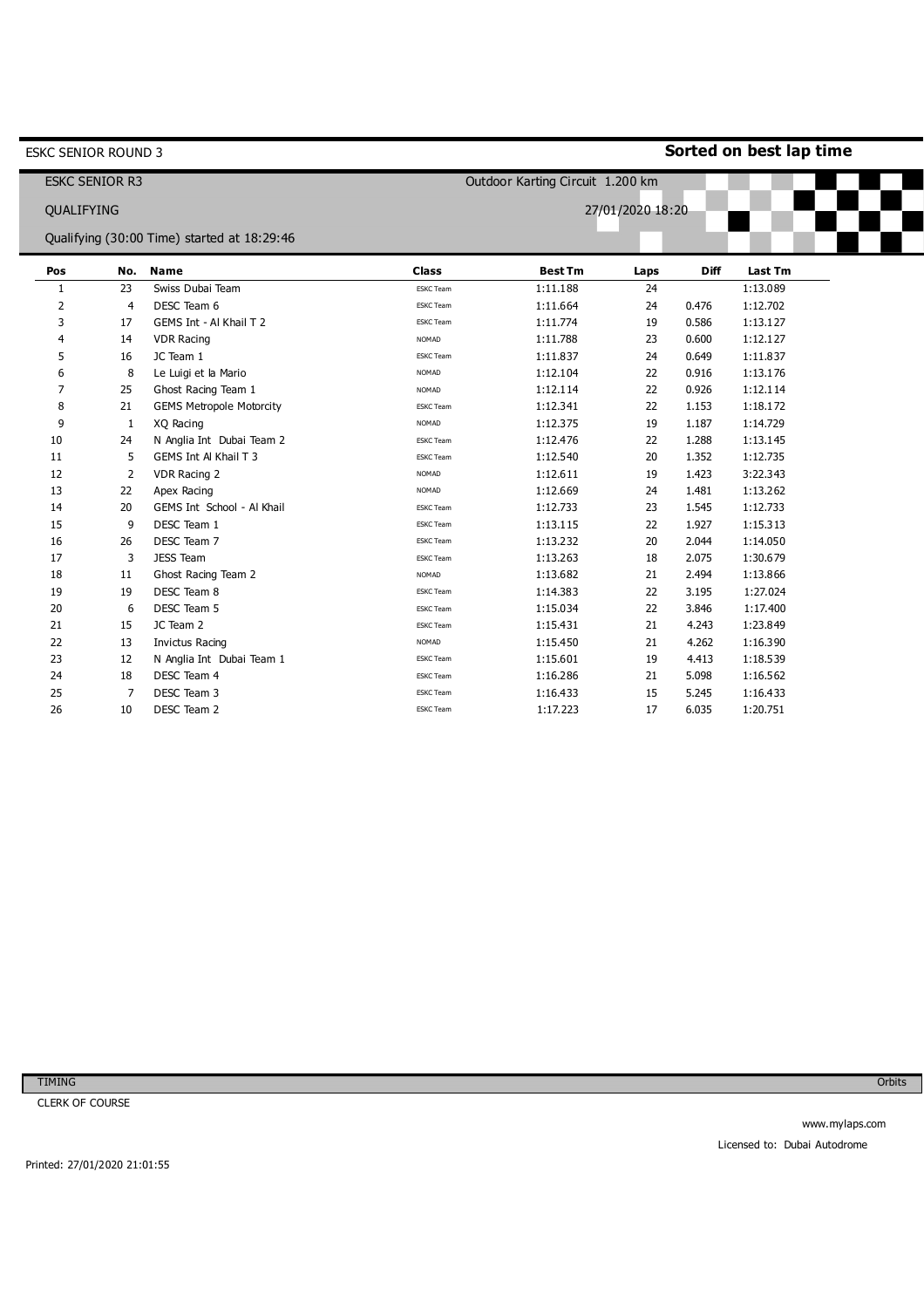ESKC SENIOR ROUND 3

**Sorted on best lap time**

ESKC SENIOR R3

Outdoor Karting Circuit 1.200 km

QUALIFYING

27/01/2020 18:20

Qualifying (30:00 Time) started at 18:29:46

| Pos | No. | Name | Class | Best Tm | Laps | Diff | Last Tm |
|---|---|---|---|---|---|---|---|
| 1 | 23 | Swiss Dubai Team | ESKC Team | 1:11.188 | 24 | | 1:13.089 |
| 2 | 4 | DESC Team 6 | ESKC Team | 1:11.664 | 24 | 0.476 | 1:12.702 |
| 3 | 17 | GEMS Int - Al Khail T 2 | ESKC Team | 1:11.774 | 19 | 0.586 | 1:13.127 |
| 4 | 14 | VDR Racing | NOMAD | 1:11.788 | 23 | 0.600 | 1:12.127 |
| 5 | 16 | JC Team 1 | ESKC Team | 1:11.837 | 24 | 0.649 | 1:11.837 |
| 6 | 8 | Le Luigi et la Mario | NOMAD | 1:12.104 | 22 | 0.916 | 1:13.176 |
| 7 | 25 | Ghost Racing Team 1 | NOMAD | 1:12.114 | 22 | 0.926 | 1:12.114 |
| 8 | 21 | GEMS Metropole Motorcity | ESKC Team | 1:12.341 | 22 | 1.153 | 1:18.172 |
| 9 | 1 | XQ Racing | NOMAD | 1:12.375 | 19 | 1.187 | 1:14.729 |
| 10 | 24 | N Anglia Int Dubai Team 2 | ESKC Team | 1:12.476 | 22 | 1.288 | 1:13.145 |
| 11 | 5 | GEMS Int Al Khail T 3 | ESKC Team | 1:12.540 | 20 | 1.352 | 1:12.735 |
| 12 | 2 | VDR Racing 2 | NOMAD | 1:12.611 | 19 | 1.423 | 3:22.343 |
| 13 | 22 | Apex Racing | NOMAD | 1:12.669 | 24 | 1.481 | 1:13.262 |
| 14 | 20 | GEMS Int School - Al Khail | ESKC Team | 1:12.733 | 23 | 1.545 | 1:12.733 |
| 15 | 9 | DESC Team 1 | ESKC Team | 1:13.115 | 22 | 1.927 | 1:15.313 |
| 16 | 26 | DESC Team 7 | ESKC Team | 1:13.232 | 20 | 2.044 | 1:14.050 |
| 17 | 3 | JESS Team | ESKC Team | 1:13.263 | 18 | 2.075 | 1:30.679 |
| 18 | 11 | Ghost Racing Team 2 | NOMAD | 1:13.682 | 21 | 2.494 | 1:13.866 |
| 19 | 19 | DESC Team 8 | ESKC Team | 1:14.383 | 22 | 3.195 | 1:27.024 |
| 20 | 6 | DESC Team 5 | ESKC Team | 1:15.034 | 22 | 3.846 | 1:17.400 |
| 21 | 15 | JC Team 2 | ESKC Team | 1:15.431 | 21 | 4.243 | 1:23.849 |
| 22 | 13 | Invictus Racing | NOMAD | 1:15.450 | 21 | 4.262 | 1:16.390 |
| 23 | 12 | N Anglia Int Dubai Team 1 | ESKC Team | 1:15.601 | 19 | 4.413 | 1:18.539 |
| 24 | 18 | DESC Team 4 | ESKC Team | 1:16.286 | 21 | 5.098 | 1:16.562 |
| 25 | 7 | DESC Team 3 | ESKC Team | 1:16.433 | 15 | 5.245 | 1:16.433 |
| 26 | 10 | DESC Team 2 | ESKC Team | 1:17.223 | 17 | 6.035 | 1:20.751 |

TIMING

Orbits

CLERK OF COURSE

www.mylaps.com

Licensed to: Dubai Autodrome

Printed: 27/01/2020 21:01:55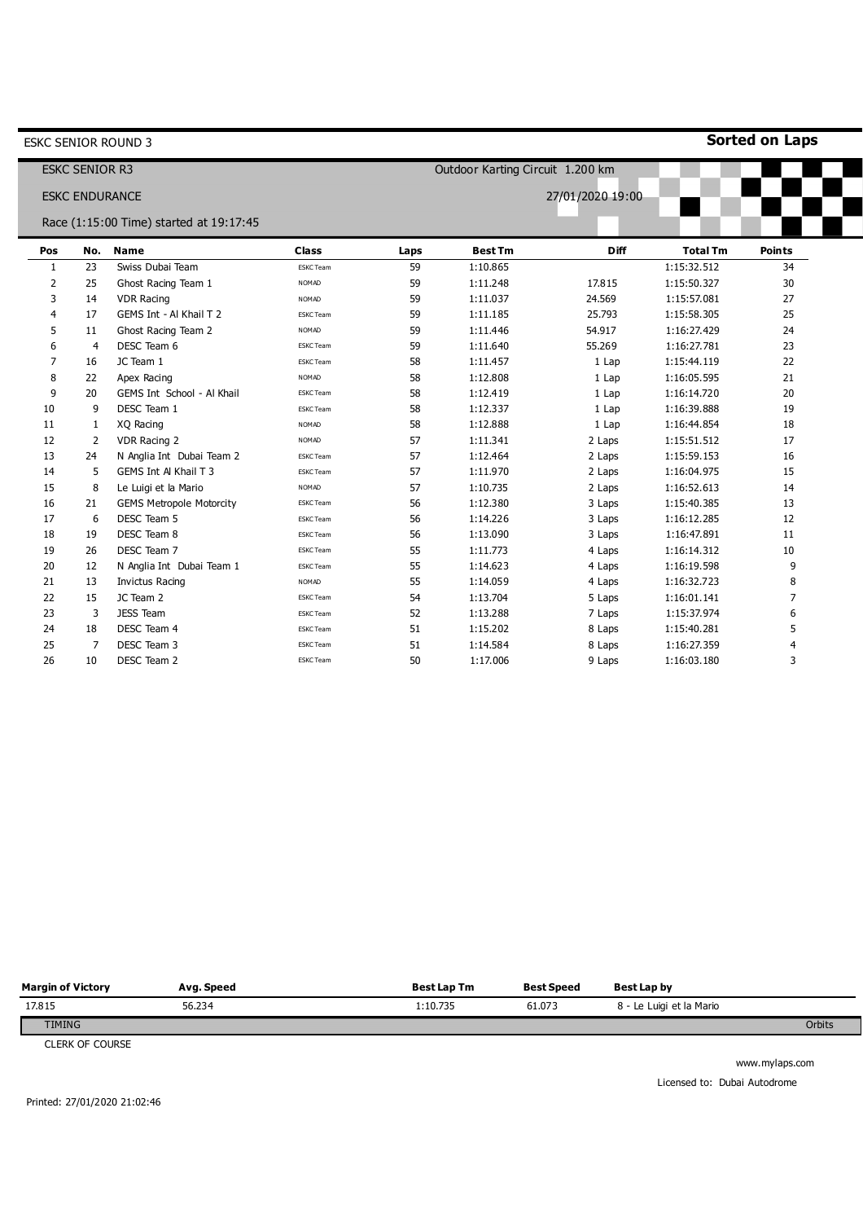ESKC SENIOR ROUND 3

**Sorted on Laps**

ESKC SENIOR R3

ESKC ENDURANCE

Race (1:15:00 Time) started at 19:17:45

Outdoor Karting Circuit 1.200 km

27/01/2020 19:00

| Pos | No. | Name | Class | Laps | Best Tm | Diff | Total Tm | Points |
|---|---|---|---|---|---|---|---|---|
| 1 | 23 | Swiss Dubai Team | ESKC Team | 59 | 1:10.865 | | 1:15:32.512 | 34 |
| 2 | 25 | Ghost Racing Team 1 | NOMAD | 59 | 1:11.248 | 17.815 | 1:15:50.327 | 30 |
| 3 | 14 | VDR Racing | NOMAD | 59 | 1:11.037 | 24.569 | 1:15:57.081 | 27 |
| 4 | 17 | GEMS Int - Al Khail T 2 | ESKC Team | 59 | 1:11.185 | 25.793 | 1:15:58.305 | 25 |
| 5 | 11 | Ghost Racing Team 2 | NOMAD | 59 | 1:11.446 | 54.917 | 1:16:27.429 | 24 |
| 6 | 4 | DESC Team 6 | ESKC Team | 59 | 1:11.640 | 55.269 | 1:16:27.781 | 23 |
| 7 | 16 | JC Team 1 | ESKC Team | 58 | 1:11.457 | 1 Lap | 1:15:44.119 | 22 |
| 8 | 22 | Apex Racing | NOMAD | 58 | 1:12.808 | 1 Lap | 1:16:05.595 | 21 |
| 9 | 20 | GEMS Int School - Al Khail | ESKC Team | 58 | 1:12.419 | 1 Lap | 1:16:14.720 | 20 |
| 10 | 9 | DESC Team 1 | ESKC Team | 58 | 1:12.337 | 1 Lap | 1:16:39.888 | 19 |
| 11 | 1 | XQ Racing | NOMAD | 58 | 1:12.888 | 1 Lap | 1:16:44.854 | 18 |
| 12 | 2 | VDR Racing 2 | NOMAD | 57 | 1:11.341 | 2 Laps | 1:15:51.512 | 17 |
| 13 | 24 | N Anglia Int Dubai Team 2 | ESKC Team | 57 | 1:12.464 | 2 Laps | 1:15:59.153 | 16 |
| 14 | 5 | GEMS Int Al Khail T 3 | ESKC Team | 57 | 1:11.970 | 2 Laps | 1:16:04.975 | 15 |
| 15 | 8 | Le Luigi et la Mario | NOMAD | 57 | 1:10.735 | 2 Laps | 1:16:52.613 | 14 |
| 16 | 21 | GEMS Metropole Motorcity | ESKC Team | 56 | 1:12.380 | 3 Laps | 1:15:40.385 | 13 |
| 17 | 6 | DESC Team 5 | ESKC Team | 56 | 1:14.226 | 3 Laps | 1:16:12.285 | 12 |
| 18 | 19 | DESC Team 8 | ESKC Team | 56 | 1:13.090 | 3 Laps | 1:16:47.891 | 11 |
| 19 | 26 | DESC Team 7 | ESKC Team | 55 | 1:11.773 | 4 Laps | 1:16:14.312 | 10 |
| 20 | 12 | N Anglia Int Dubai Team 1 | ESKC Team | 55 | 1:14.623 | 4 Laps | 1:16:19.598 | 9 |
| 21 | 13 | Invictus Racing | NOMAD | 55 | 1:14.059 | 4 Laps | 1:16:32.723 | 8 |
| 22 | 15 | JC Team 2 | ESKC Team | 54 | 1:13.704 | 5 Laps | 1:16:01.141 | 7 |
| 23 | 3 | JESS Team | ESKC Team | 52 | 1:13.288 | 7 Laps | 1:15:37.974 | 6 |
| 24 | 18 | DESC Team 4 | ESKC Team | 51 | 1:15.202 | 8 Laps | 1:15:40.281 | 5 |
| 25 | 7 | DESC Team 3 | ESKC Team | 51 | 1:14.584 | 8 Laps | 1:16:27.359 | 4 |
| 26 | 10 | DESC Team 2 | ESKC Team | 50 | 1:17.006 | 9 Laps | 1:16:03.180 | 3 |

| Margin of Victory | Avg. Speed | Best Lap Tm | Best Speed | Best Lap by |
|---|---|---|---|---|
| 17.815 | 56.234 | 1:10.735 | 61.073 | 8 - Le Luigi et la Mario |

TIMING

Orbits

CLERK OF COURSE

www.mylaps.com

Licensed to: Dubai Autodrome

Printed: 27/01/2020 21:02:46